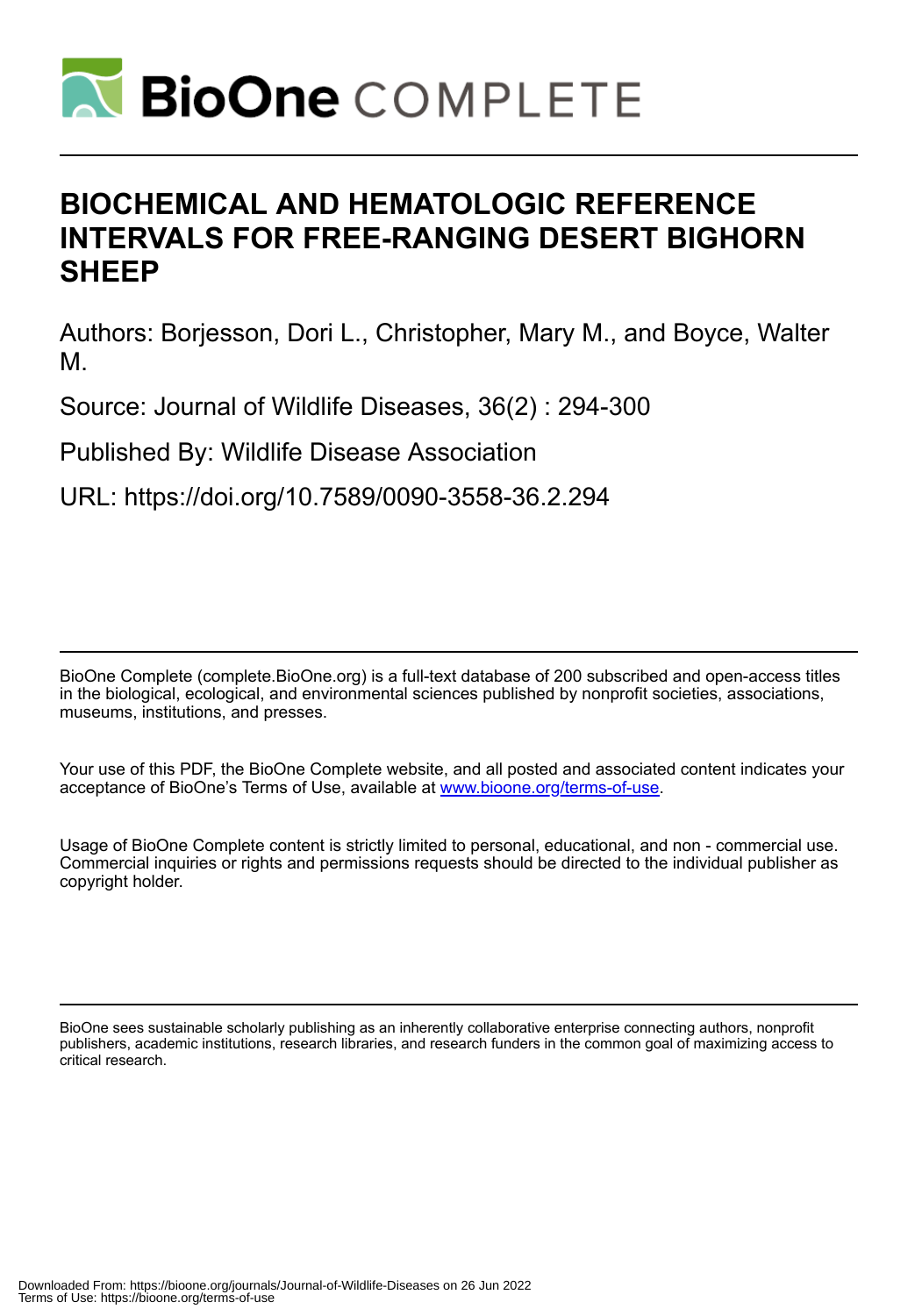# BIOCHEMICAL AND HEMATOLOGIC REFERENCE INTERVALS FOR FREE-RANGING DESERT BIGHORN SHEEP

Authors: Borjesson, Dori L., Christopher, Mary M., and Boyce, Walter M.

Source: Journal of Wildlife Diseases, 36(2) : 294-300

Published By: Wildlife Disease Association

URL: https://doi.org/10.7589/0090-3558-36.2.294

BioOne Complete (complete.BioOne.org) is a full-text database of 200 subscribed and open-access titles in the biological, ecological, and environmental sciences published by nonprofit societies, associations, museums, institutions, and presses.

Your use of this PDF, the BioOne Complete website, and all posted and associated content indicates your acceptance of BioOne's Terms of Use, available at www.bioone.org/terms-of-use.

Usage of BioOne Complete content is strictly limited to personal, educational, and non - commercial use. Commercial inquiries or rights and permissions requests should be directed to the individual publisher as copyright holder.

BioOne sees sustainable scholarly publishing as an inherently collaborative enterprise connecting authors, nonprofit publishers, academic institutions, research libraries, and research funders in the common goal of maximizing access to critical research.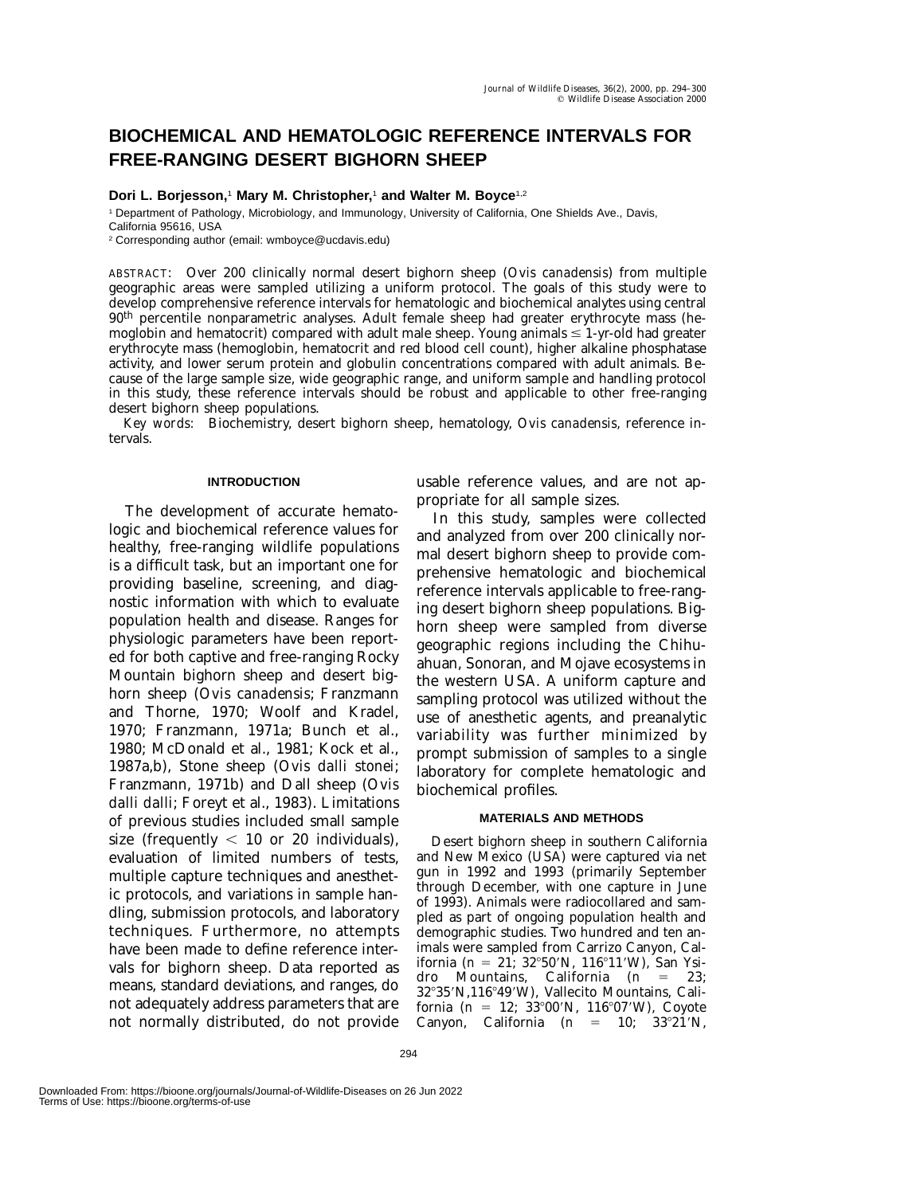# BIOCHEMICAL AND HEMATOLOGIC REFERENCE INTERVALS FOR FREE-RANGING DESERT BIGHORN SHEEP

**Dori L. Borjesson,**[1] **Mary M. Christopher,**[1] **and Walter M. Boyce**[1,2]

[1] Department of Pathology, Microbiology, and Immunology, University of California, One Shields Ave., Davis, California 95616, USA

[2] Corresponding author (email: wmboyce@ucdavis.edu)

ABSTRACT: Over 200 clinically normal desert bighorn sheep (*Ovis canadensis*) from multiple geographic areas were sampled utilizing a uniform protocol. The goals of this study were to develop comprehensive reference intervals for hematologic and biochemical analytes using central 90[th] percentile nonparametric analyses. Adult female sheep had greater erythrocyte mass (hemoglobin and hematocrit) compared with adult male sheep. Young animals ≤ 1-yr-old had greater erythrocyte mass (hemoglobin, hematocrit and red blood cell count), higher alkaline phosphatase activity, and lower serum protein and globulin concentrations compared with adult animals. Because of the large sample size, wide geographic range, and uniform sample and handling protocol in this study, these reference intervals should be robust and applicable to other free-ranging desert bighorn sheep populations.

*Key words:* Biochemistry, desert bighorn sheep, hematology, *Ovis canadensis*, reference intervals.

## INTRODUCTION

The development of accurate hematologic and biochemical reference values for healthy, free-ranging wildlife populations is a difficult task, but an important one for providing baseline, screening, and diagnostic information with which to evaluate population health and disease. Ranges for physiologic parameters have been reported for both captive and free-ranging Rocky Mountain bighorn sheep and desert bighorn sheep (*Ovis canadensis*; Franzmann and Thorne, 1970; Woolf and Kradel, 1970; Franzmann, 1971a; Bunch et al., 1980; McDonald et al., 1981; Kock et al., 1987a,b), Stone sheep (*Ovis dalli stonei*; Franzmann, 1971b) and Dall sheep (*Ovis dalli dalli*; Foreyt et al., 1983). Limitations of previous studies included small sample size (frequently < 10 or 20 individuals), evaluation of limited numbers of tests, multiple capture techniques and anesthetic protocols, and variations in sample handling, submission protocols, and laboratory techniques. Furthermore, no attempts have been made to define reference intervals for bighorn sheep. Data reported as means, standard deviations, and ranges, do not adequately address parameters that are not normally distributed, do not provide usable reference values, and are not appropriate for all sample sizes.

In this study, samples were collected and analyzed from over 200 clinically normal desert bighorn sheep to provide comprehensive hematologic and biochemical reference intervals applicable to free-ranging desert bighorn sheep populations. Bighorn sheep were sampled from diverse geographic regions including the Chihuahuan, Sonoran, and Mojave ecosystems in the western USA. A uniform capture and sampling protocol was utilized without the use of anesthetic agents, and preanalytic variability was further minimized by prompt submission of samples to a single laboratory for complete hematologic and biochemical profiles.

## MATERIALS AND METHODS

Desert bighorn sheep in southern California and New Mexico (USA) were captured via net gun in 1992 and 1993 (primarily September through December, with one capture in June of 1993). Animals were radiocollared and sampled as part of ongoing population health and demographic studies. Two hundred and ten animals were sampled from Carrizo Canyon, California (n = 21; 32°50′N, 116°11′W), San Ysidro Mountains, California (n = 23; 32°35′N,116°49′W), Vallecito Mountains, California (n = 12; 33°00′N, 116°07′W), Coyote Canyon, California (n = 10; 33°21′N,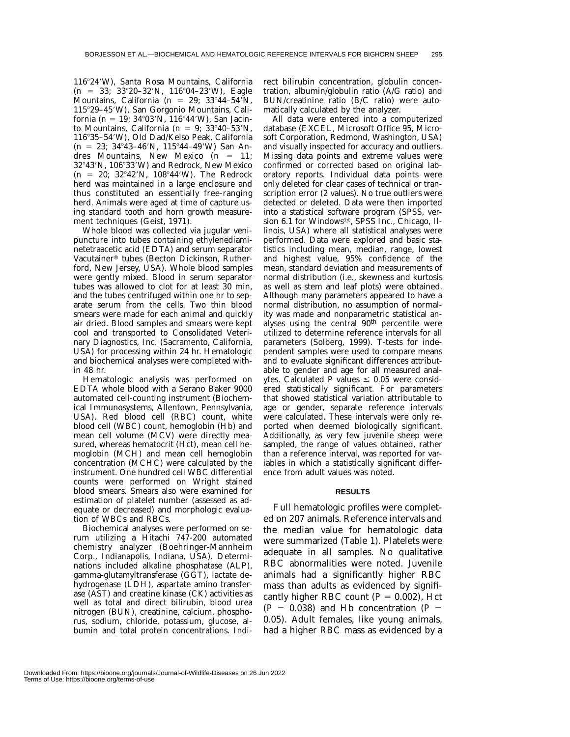116°24′W), Santa Rosa Mountains, California ($n$ = 33; 33°20–32′N, 116°04–23′W), Eagle Mountains, California ($n$ = 29; 33°44–54′N, 115°29–45′W), San Gorgonio Mountains, California ($n$ = 19; 34°03′N, 116°44′W), San Jacinto Mountains, California ($n$ = 9; 33°40–53′N, 116°35–54′W), Old Dad/Kelso Peak, California ($n$ = 23; 34°43–46′N, 115°44–49′W) San Andres Mountains, New Mexico ($n$ = 11; 32°43′N, 106°33′W) and Redrock, New Mexico ($n$ = 20; 32°42′N, 108°44′W). The Redrock herd was maintained in a large enclosure and thus constituted an essentially free-ranging herd. Animals were aged at time of capture using standard tooth and horn growth measurement techniques (Geist, 1971).

Whole blood was collected via jugular venipuncture into tubes containing ethylenediaminetetraacetic acid (EDTA) and serum separator Vacutainer® tubes (Becton Dickinson, Rutherford, New Jersey, USA). Whole blood samples were gently mixed. Blood in serum separator tubes was allowed to clot for at least 30 min, and the tubes centrifuged within one hr to separate serum from the cells. Two thin blood smears were made for each animal and quickly air dried. Blood samples and smears were kept cool and transported to Consolidated Veterinary Diagnostics, Inc. (Sacramento, California, USA) for processing within 24 hr. Hematologic and biochemical analyses were completed within 48 hr.

Hematologic analysis was performed on EDTA whole blood with a Serano Baker 9000 automated cell-counting instrument (Biochemical Immunosystems, Allentown, Pennsylvania, USA). Red blood cell (RBC) count, white blood cell (WBC) count, hemoglobin (Hb) and mean cell volume (MCV) were directly measured, whereas hematocrit (Hct), mean cell hemoglobin (MCH) and mean cell hemoglobin concentration (MCHC) were calculated by the instrument. One hundred cell WBC differential counts were performed on Wright stained blood smears. Smears also were examined for estimation of platelet number (assessed as adequate or decreased) and morphologic evaluation of WBCs and RBCs.

Biochemical analyses were performed on serum utilizing a Hitachi 747-200 automated chemistry analyzer (Boehringer-Mannheim Corp., Indianapolis, Indiana, USA). Determinations included alkaline phosphatase (ALP), gamma-glutamyltransferase (GGT), lactate dehydrogenase (LDH), aspartate amino transferase (AST) and creatine kinase (CK) activities as well as total and direct bilirubin, blood urea nitrogen (BUN), creatinine, calcium, phosphorus, sodium, chloride, potassium, glucose, albumin and total protein concentrations. Indirect bilirubin concentration, globulin concentration, albumin/globulin ratio (A/G ratio) and BUN/creatinine ratio (B/C ratio) were automatically calculated by the analyzer.

All data were entered into a computerized database (EXCEL, Microsoft Office 95, Microsoft Corporation, Redmond, Washington, USA) and visually inspected for accuracy and outliers. Missing data points and extreme values were confirmed or corrected based on original laboratory reports. Individual data points were only deleted for clear cases of technical or transcription error (2 values). No true outliers were detected or deleted. Data were then imported into a statistical software program (SPSS, version 6.1 for Windows™, SPSS Inc., Chicago, Illinois, USA) where all statistical analyses were performed. Data were explored and basic statistics including mean, median, range, lowest and highest value, 95% confidence of the mean, standard deviation and measurements of normal distribution (i.e., skewness and kurtosis as well as stem and leaf plots) were obtained. Although many parameters appeared to have a normal distribution, no assumption of normality was made and nonparametric statistical analyses using the central 90th percentile were utilized to determine reference intervals for all parameters (Solberg, 1999). T-tests for independent samples were used to compare means and to evaluate significant differences attributable to gender and age for all measured analytes. Calculated $P$ values $\leq$ 0.05 were considered statistically significant. For parameters that showed statistical variation attributable to age or gender, separate reference intervals were calculated. These intervals were only reported when deemed biologically significant. Additionally, as very few juvenile sheep were sampled, the range of values obtained, rather than a reference interval, was reported for variables in which a statistically significant difference from adult values was noted.

## RESULTS

Full hematologic profiles were completed on 207 animals. Reference intervals and the median value for hematologic data were summarized (Table 1). Platelets were adequate in all samples. No qualitative RBC abnormalities were noted. Juvenile animals had a significantly higher RBC mass than adults as evidenced by significantly higher RBC count ($P$ = 0.002), Hct ($P$ = 0.038) and Hb concentration ($P$ = 0.05). Adult females, like young animals, had a higher RBC mass as evidenced by a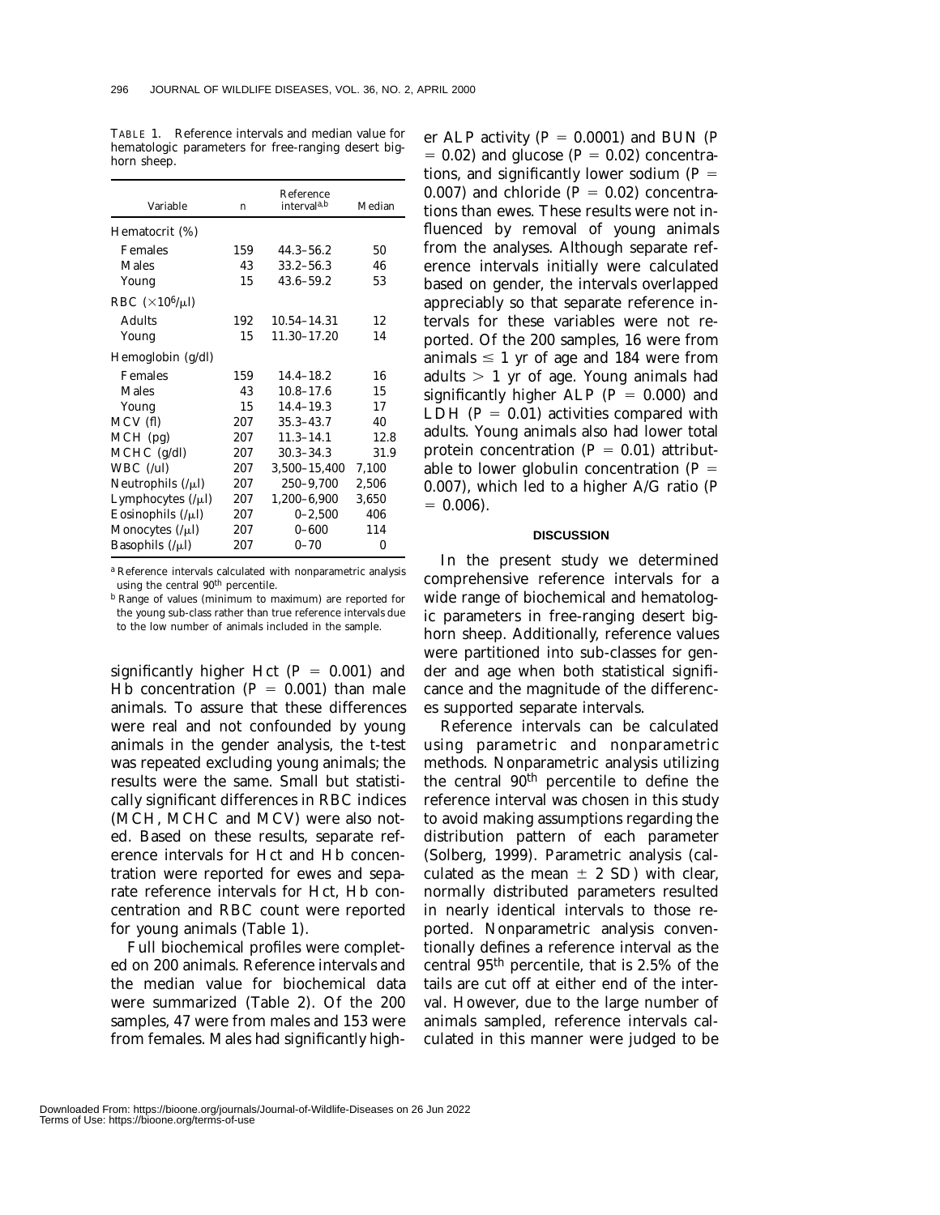TABLE 1. Reference intervals and median value for hematologic parameters for free-ranging desert bighorn sheep.

| Variable | n | Reference interval[a,b] | Median |
|---|---|---|---|
| Hematocrit (%) | | | |
| Females | 159 | 44.3–56.2 | 50 |
| Males | 43 | 33.2–56.3 | 46 |
| Young | 15 | 43.6–59.2 | 53 |
| RBC ($\times 10^6/\mu$l) | | | |
| Adults | 192 | 10.54–14.31 | 12 |
| Young | 15 | 11.30–17.20 | 14 |
| Hemoglobin (g/dl) | | | |
| Females | 159 | 14.4–18.2 | 16 |
| Males | 43 | 10.8–17.6 | 15 |
| Young | 15 | 14.4–19.3 | 17 |
| MCV (fl) | 207 | 35.3–43.7 | 40 |
| MCH (pg) | 207 | 11.3–14.1 | 12.8 |
| MCHC (g/dl) | 207 | 30.3–34.3 | 31.9 |
| WBC (/ul) | 207 | 3,500–15,400 | 7,100 |
| Neutrophils (/$\mu$l) | 207 | 250–9,700 | 2,506 |
| Lymphocytes (/$\mu$l) | 207 | 1,200–6,900 | 3,650 |
| Eosinophils (/$\mu$l) | 207 | 0–2,500 | 406 |
| Monocytes (/$\mu$l) | 207 | 0–600 | 114 |
| Basophils (/$\mu$l) | 207 | 0–70 | 0 |

[a] Reference intervals calculated with nonparametric analysis using the central 90th percentile.

[b] Range of values (minimum to maximum) are reported for the young sub-class rather than true reference intervals due to the low number of animals included in the sample.

significantly higher Hct ($P = 0.001$) and Hb concentration ($P = 0.001$) than male animals. To assure that these differences were real and not confounded by young animals in the gender analysis, the t-test was repeated excluding young animals; the results were the same. Small but statistically significant differences in RBC indices (MCH, MCHC and MCV) were also noted. Based on these results, separate reference intervals for Hct and Hb concentration were reported for ewes and separate reference intervals for Hct, Hb concentration and RBC count were reported for young animals (Table 1).

Full biochemical profiles were completed on 200 animals. Reference intervals and the median value for biochemical data were summarized (Table 2). Of the 200 samples, 47 were from males and 153 were from females. Males had significantly higher ALP activity ($P = 0.0001$) and BUN ($P = 0.02$) and glucose ($P = 0.02$) concentrations, and significantly lower sodium ($P = 0.007$) and chloride ($P = 0.02$) concentrations than ewes. These results were not influenced by removal of young animals from the analyses. Although separate reference intervals initially were calculated based on gender, the intervals overlapped appreciably so that separate reference intervals for these variables were not reported. Of the 200 samples, 16 were from animals $\leq 1$ yr of age and 184 were from adults $> 1$ yr of age. Young animals had significantly higher ALP ($P = 0.000$) and LDH ($P = 0.01$) activities compared with adults. Young animals also had lower total protein concentration ($P = 0.01$) attributable to lower globulin concentration ($P = 0.007$), which led to a higher A/G ratio ($P = 0.006$).

## DISCUSSION

In the present study we determined comprehensive reference intervals for a wide range of biochemical and hematologic parameters in free-ranging desert bighorn sheep. Additionally, reference values were partitioned into sub-classes for gender and age when both statistical significance and the magnitude of the differences supported separate intervals.

Reference intervals can be calculated using parametric and nonparametric methods. Nonparametric analysis utilizing the central 90th percentile to define the reference interval was chosen in this study to avoid making assumptions regarding the distribution pattern of each parameter (Solberg, 1999). Parametric analysis (calculated as the mean $\pm$ 2 SD) with clear, normally distributed parameters resulted in nearly identical intervals to those reported. Nonparametric analysis conventionally defines a reference interval as the central 95th percentile, that is 2.5% of the tails are cut off at either end of the interval. However, due to the large number of animals sampled, reference intervals calculated in this manner were judged to be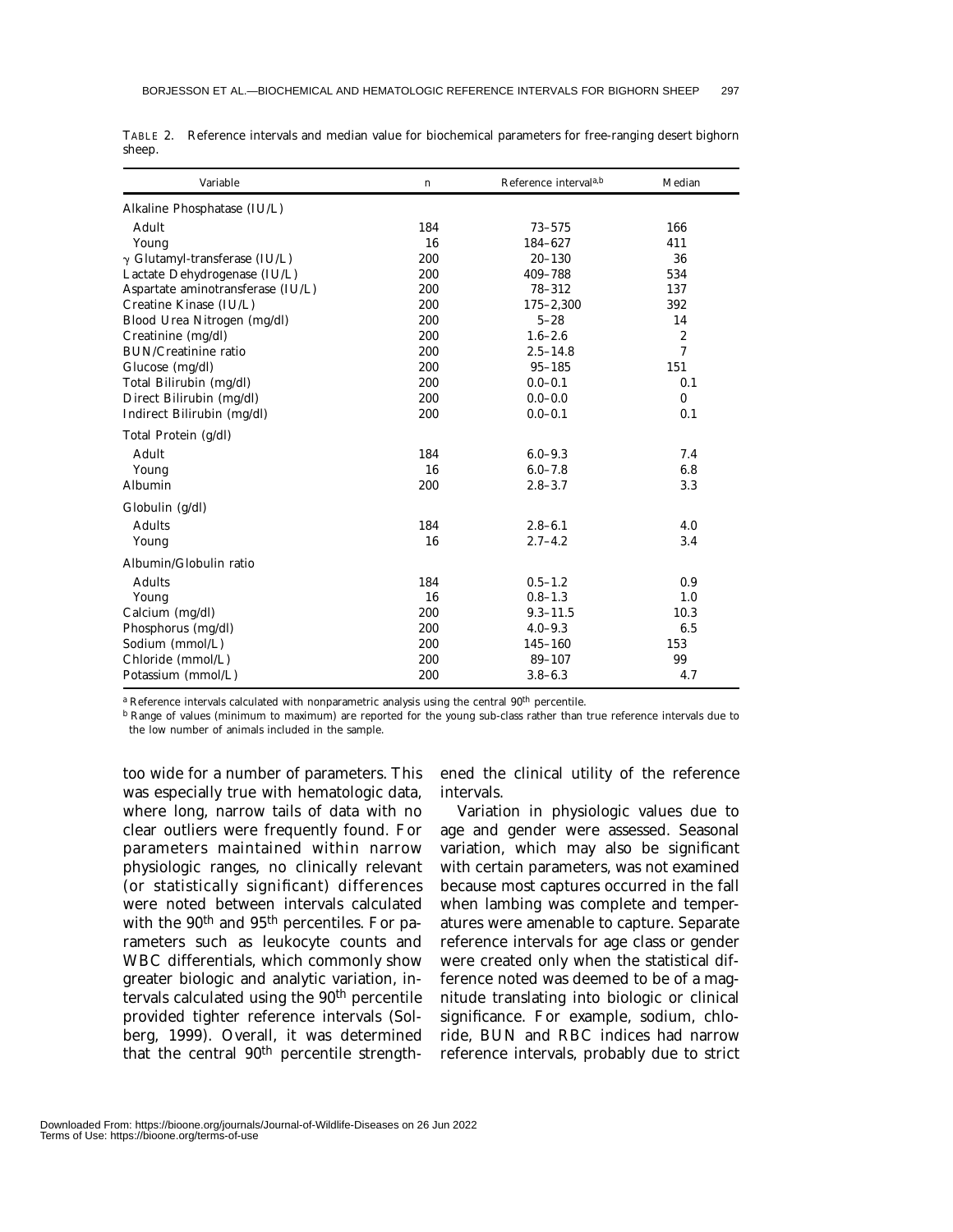TABLE 2. Reference intervals and median value for biochemical parameters for free-ranging desert bighorn sheep.

| Variable | n | Reference interval[a,b] | Median |
|---|---|---|---|
| Alkaline Phosphatase (IU/L) | | | |
| Adult | 184 | 73–575 | 166 |
| Young | 16 | 184–627 | 411 |
| $\gamma$ Glutamyl-transferase (IU/L) | 200 | 20–130 | 36 |
| Lactate Dehydrogenase (IU/L) | 200 | 409–788 | 534 |
| Aspartate aminotransferase (IU/L) | 200 | 78–312 | 137 |
| Creatine Kinase (IU/L) | 200 | 175–2,300 | 392 |
| Blood Urea Nitrogen (mg/dl) | 200 | 5–28 | 14 |
| Creatinine (mg/dl) | 200 | 1.6–2.6 | 2 |
| BUN/Creatinine ratio | 200 | 2.5–14.8 | 7 |
| Glucose (mg/dl) | 200 | 95–185 | 151 |
| Total Bilirubin (mg/dl) | 200 | 0.0–0.1 | 0.1 |
| Direct Bilirubin (mg/dl) | 200 | 0.0–0.0 | 0 |
| Indirect Bilirubin (mg/dl) | 200 | 0.0–0.1 | 0.1 |
| Total Protein (g/dl) | | | |
| Adult | 184 | 6.0–9.3 | 7.4 |
| Young | 16 | 6.0–7.8 | 6.8 |
| Albumin | 200 | 2.8–3.7 | 3.3 |
| Globulin (g/dl) | | | |
| Adults | 184 | 2.8–6.1 | 4.0 |
| Young | 16 | 2.7–4.2 | 3.4 |
| Albumin/Globulin ratio | | | |
| Adults | 184 | 0.5–1.2 | 0.9 |
| Young | 16 | 0.8–1.3 | 1.0 |
| Calcium (mg/dl) | 200 | 9.3–11.5 | 10.3 |
| Phosphorus (mg/dl) | 200 | 4.0–9.3 | 6.5 |
| Sodium (mmol/L) | 200 | 145–160 | 153 |
| Chloride (mmol/L) | 200 | 89–107 | 99 |
| Potassium (mmol/L) | 200 | 3.8–6.3 | 4.7 |

[a] Reference intervals calculated with nonparametric analysis using the central 90th percentile.

[b] Range of values (minimum to maximum) are reported for the young sub-class rather than true reference intervals due to the low number of animals included in the sample.

too wide for a number of parameters. This was especially true with hematologic data, where long, narrow tails of data with no clear outliers were frequently found. For parameters maintained within narrow physiologic ranges, no clinically relevant (or statistically significant) differences were noted between intervals calculated with the 90th and 95th percentiles. For parameters such as leukocyte counts and WBC differentials, which commonly show greater biologic and analytic variation, intervals calculated using the 90th percentile provided tighter reference intervals (Solberg, 1999). Overall, it was determined that the central 90th percentile strengthened the clinical utility of the reference intervals.

Variation in physiologic values due to age and gender were assessed. Seasonal variation, which may also be significant with certain parameters, was not examined because most captures occurred in the fall when lambing was complete and temperatures were amenable to capture. Separate reference intervals for age class or gender were created only when the statistical difference noted was deemed to be of a magnitude translating into biologic or clinical significance. For example, sodium, chloride, BUN and RBC indices had narrow reference intervals, probably due to strict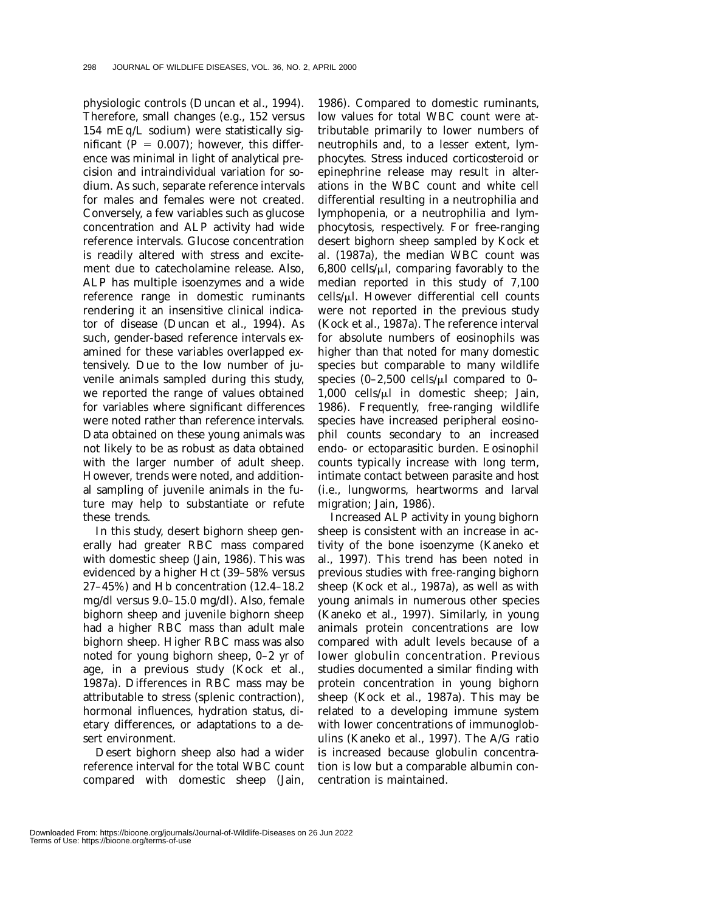physiologic controls (Duncan et al., 1994). Therefore, small changes (e.g., 152 versus 154 mEq/L sodium) were statistically significant ($P = 0.007$); however, this difference was minimal in light of analytical precision and intraindividual variation for sodium. As such, separate reference intervals for males and females were not created. Conversely, a few variables such as glucose concentration and ALP activity had wide reference intervals. Glucose concentration is readily altered with stress and excitement due to catecholamine release. Also, ALP has multiple isoenzymes and a wide reference range in domestic ruminants rendering it an insensitive clinical indicator of disease (Duncan et al., 1994). As such, gender-based reference intervals examined for these variables overlapped extensively. Due to the low number of juvenile animals sampled during this study, we reported the range of values obtained for variables where significant differences were noted rather than reference intervals. Data obtained on these young animals was not likely to be as robust as data obtained with the larger number of adult sheep. However, trends were noted, and additional sampling of juvenile animals in the future may help to substantiate or refute these trends.

In this study, desert bighorn sheep generally had greater RBC mass compared with domestic sheep (Jain, 1986). This was evidenced by a higher Hct (39–58% versus 27–45%) and Hb concentration (12.4–18.2 mg/dl versus 9.0–15.0 mg/dl). Also, female bighorn sheep and juvenile bighorn sheep had a higher RBC mass than adult male bighorn sheep. Higher RBC mass was also noted for young bighorn sheep, 0–2 yr of age, in a previous study (Kock et al., 1987a). Differences in RBC mass may be attributable to stress (splenic contraction), hormonal influences, hydration status, dietary differences, or adaptations to a desert environment.

Desert bighorn sheep also had a wider reference interval for the total WBC count compared with domestic sheep (Jain, 1986). Compared to domestic ruminants, low values for total WBC count were attributable primarily to lower numbers of neutrophils and, to a lesser extent, lymphocytes. Stress induced corticosteroid or epinephrine release may result in alterations in the WBC count and white cell differential resulting in a neutrophilia and lymphopenia, or a neutrophilia and lymphocytosis, respectively. For free-ranging desert bighorn sheep sampled by Kock et al. (1987a), the median WBC count was 6,800 cells/μl, comparing favorably to the median reported in this study of 7,100 cells/μl. However differential cell counts were not reported in the previous study (Kock et al., 1987a). The reference interval for absolute numbers of eosinophils was higher than that noted for many domestic species but comparable to many wildlife species (0–2,500 cells/μl compared to 0–1,000 cells/μl in domestic sheep; Jain, 1986). Frequently, free-ranging wildlife species have increased peripheral eosinophil counts secondary to an increased endo- or ectoparasitic burden. Eosinophil counts typically increase with long term, intimate contact between parasite and host (i.e., lungworms, heartworms and larval migration; Jain, 1986).

Increased ALP activity in young bighorn sheep is consistent with an increase in activity of the bone isoenzyme (Kaneko et al., 1997). This trend has been noted in previous studies with free-ranging bighorn sheep (Kock et al., 1987a), as well as with young animals in numerous other species (Kaneko et al., 1997). Similarly, in young animals protein concentrations are low compared with adult levels because of a lower globulin concentration. Previous studies documented a similar finding with protein concentration in young bighorn sheep (Kock et al., 1987a). This may be related to a developing immune system with lower concentrations of immunoglobulins (Kaneko et al., 1997). The A/G ratio is increased because globulin concentration is low but a comparable albumin concentration is maintained.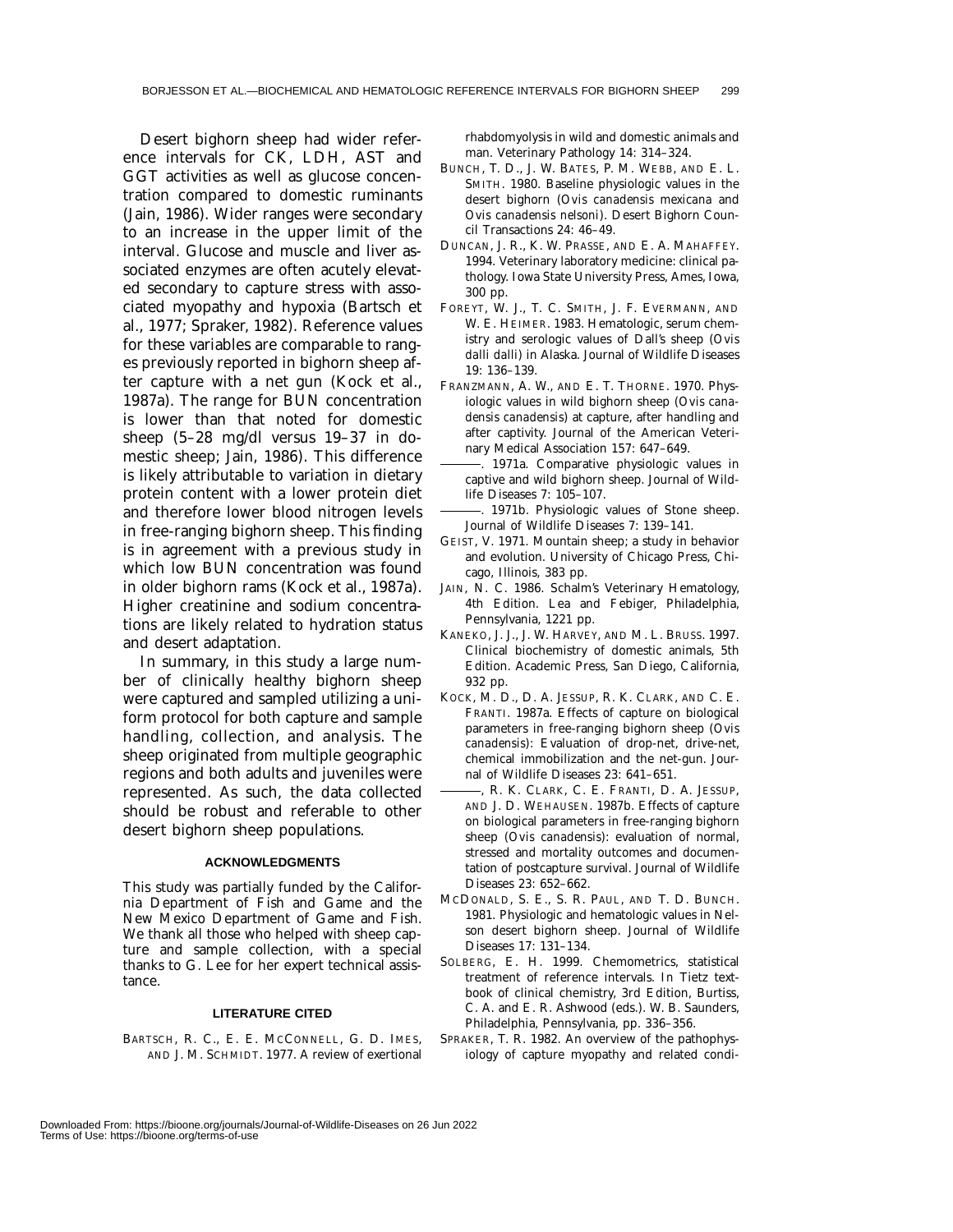Desert bighorn sheep had wider reference intervals for CK, LDH, AST and GGT activities as well as glucose concentration compared to domestic ruminants (Jain, 1986). Wider ranges were secondary to an increase in the upper limit of the interval. Glucose and muscle and liver associated enzymes are often acutely elevated secondary to capture stress with associated myopathy and hypoxia (Bartsch et al., 1977; Spraker, 1982). Reference values for these variables are comparable to ranges previously reported in bighorn sheep after capture with a net gun (Kock et al., 1987a). The range for BUN concentration is lower than that noted for domestic sheep (5–28 mg/dl versus 19–37 in domestic sheep; Jain, 1986). This difference is likely attributable to variation in dietary protein content with a lower protein diet and therefore lower blood nitrogen levels in free-ranging bighorn sheep. This finding is in agreement with a previous study in which low BUN concentration was found in older bighorn rams (Kock et al., 1987a). Higher creatinine and sodium concentrations are likely related to hydration status and desert adaptation.

In summary, in this study a large number of clinically healthy bighorn sheep were captured and sampled utilizing a uniform protocol for both capture and sample handling, collection, and analysis. The sheep originated from multiple geographic regions and both adults and juveniles were represented. As such, the data collected should be robust and referable to other desert bighorn sheep populations.

## ACKNOWLEDGMENTS

This study was partially funded by the California Department of Fish and Game and the New Mexico Department of Game and Fish. We thank all those who helped with sheep capture and sample collection, with a special thanks to G. Lee for her expert technical assistance.

## LITERATURE CITED

BARTSCH, R. C., E. E. MCCONNELL, G. D. IMES, AND J. M. SCHMIDT. 1977. A review of exertional rhabdomyolysis in wild and domestic animals and man. Veterinary Pathology 14: 314–324.

BUNCH, T. D., J. W. BATES, P. M. WEBB, AND E. L. SMITH. 1980. Baseline physiologic values in the desert bighorn (*Ovis canadensis mexicana* and *Ovis canadensis nelsoni*). Desert Bighorn Council Transactions 24: 46–49.

DUNCAN, J. R., K. W. PRASSE, AND E. A. MAHAFFEY. 1994. Veterinary laboratory medicine: clinical pathology. Iowa State University Press, Ames, Iowa, 300 pp.

FOREYT, W. J., T. C. SMITH, J. F. EVERMANN, AND W. E. HEIMER. 1983. Hematologic, serum chemistry and serologic values of Dall's sheep (*Ovis dalli dalli*) in Alaska. Journal of Wildlife Diseases 19: 136–139.

FRANZMANN, A. W., AND E. T. THORNE. 1970. Physiologic values in wild bighorn sheep (*Ovis canadensis canadensis*) at capture, after handling and after captivity. Journal of the American Veterinary Medical Association 157: 647–649.

———. 1971a. Comparative physiologic values in captive and wild bighorn sheep. Journal of Wildlife Diseases 7: 105–107.

———. 1971b. Physiologic values of Stone sheep. Journal of Wildlife Diseases 7: 139–141.

GEIST, V. 1971. Mountain sheep; a study in behavior and evolution. University of Chicago Press, Chicago, Illinois, 383 pp.

JAIN, N. C. 1986. Schalm's Veterinary Hematology, 4th Edition. Lea and Febiger, Philadelphia, Pennsylvania, 1221 pp.

KANEKO, J. J., J. W. HARVEY, AND M. L. BRUSS. 1997. Clinical biochemistry of domestic animals, 5th Edition. Academic Press, San Diego, California, 932 pp.

KOCK, M. D., D. A. JESSUP, R. K. CLARK, AND C. E. FRANTI. 1987a. Effects of capture on biological parameters in free-ranging bighorn sheep (*Ovis canadensis*): Evaluation of drop-net, drive-net, chemical immobilization and the net-gun. Journal of Wildlife Diseases 23: 641–651.

———, R. K. CLARK, C. E. FRANTI, D. A. JESSUP, AND J. D. WEHAUSEN. 1987b. Effects of capture on biological parameters in free-ranging bighorn sheep (*Ovis canadensis*): evaluation of normal, stressed and mortality outcomes and documentation of postcapture survival. Journal of Wildlife Diseases 23: 652–662.

MCDONALD, S. E., S. R. PAUL, AND T. D. BUNCH. 1981. Physiologic and hematologic values in Nelson desert bighorn sheep. Journal of Wildlife Diseases 17: 131–134.

SOLBERG, E. H. 1999. Chemometrics, statistical treatment of reference intervals. *In* Tietz textbook of clinical chemistry, 3rd Edition, Burtiss, C. A. and E. R. Ashwood (eds.). W. B. Saunders, Philadelphia, Pennsylvania, pp. 336–356.

SPRAKER, T. R. 1982. An overview of the pathophysiology of capture myopathy and related condi-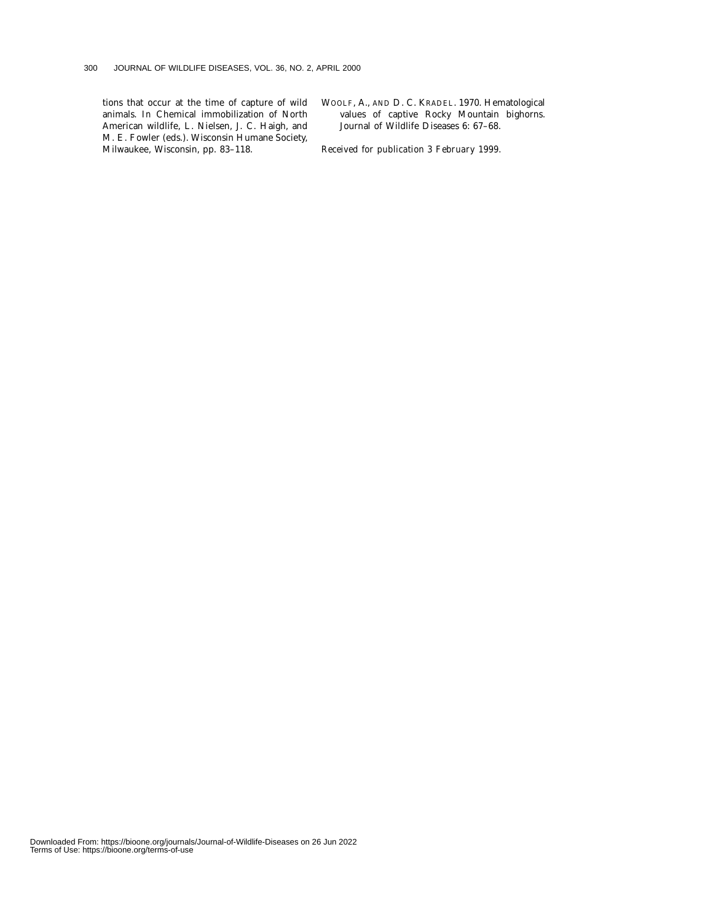tions that occur at the time of capture of wild animals. *In* Chemical immobilization of North American wildlife, L. Nielsen, J. C. Haigh, and M. E. Fowler (eds.). Wisconsin Humane Society, Milwaukee, Wisconsin, pp. 83–118.

WOOLF, A., AND D. C. KRADEL. 1970. Hematological values of captive Rocky Mountain bighorns. Journal of Wildlife Diseases 6: 67–68.

*Received for publication 3 February 1999.*